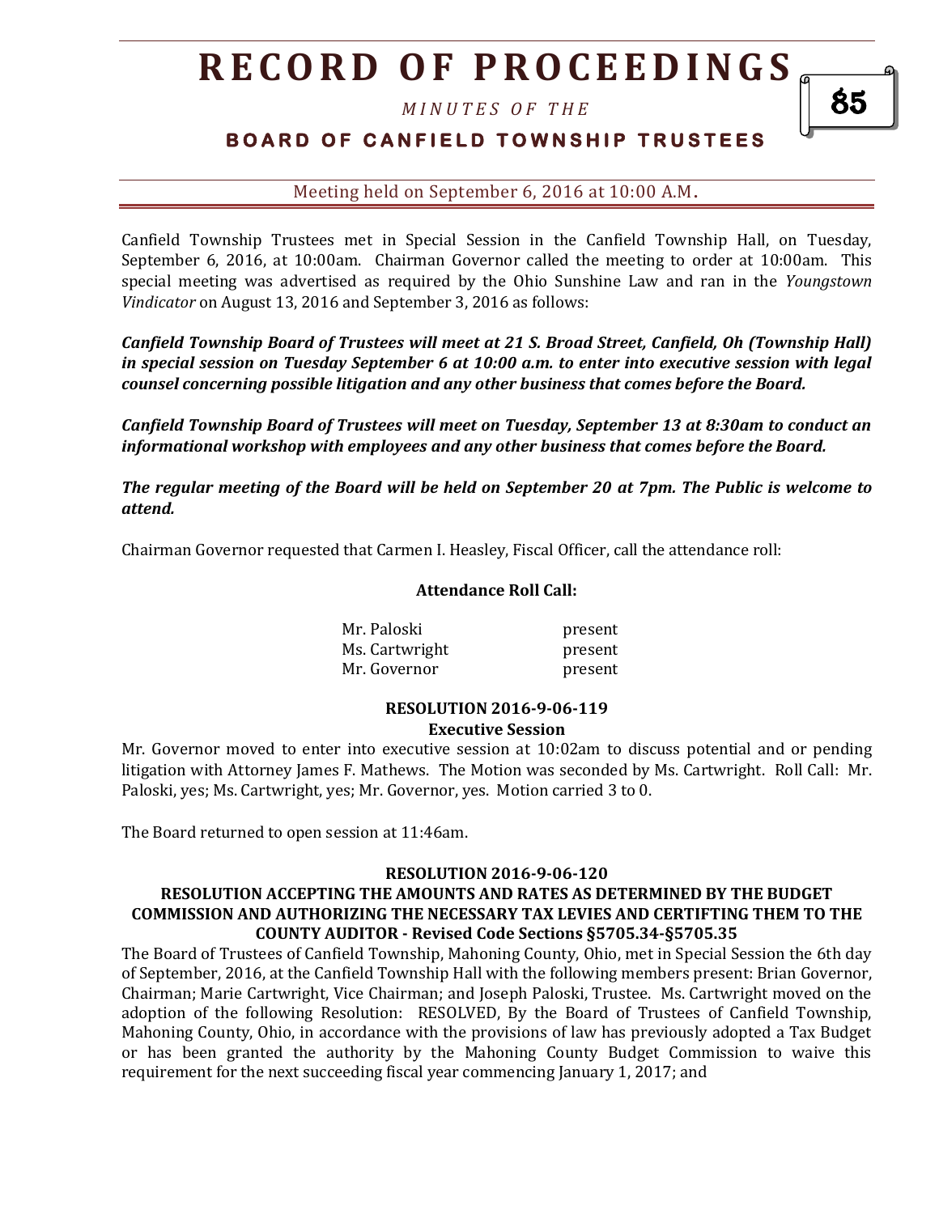Canfield Township Trustees met in Special Session in the Canfield Township Hall, on Tuesday, September 6, 2016, at 10:00am. Chairman Governor called the meeting to order at 10:00am. This special meeting was advertised as required by the Ohio Sunshine Law and ran in the *Youngstown Vindicator* on August 13, 2016 and September 3, 2016 as follows:

***Canfield Township Board of Trustees will meet at 21 S. Broad Street, Canfield, Oh (Township Hall) in special session on Tuesday September 6 at 10:00 a.m. to enter into executive session with legal counsel concerning possible litigation and any other business that comes before the Board.***

***Canfield Township Board of Trustees will meet on Tuesday, September 13 at 8:30am to conduct an informational workshop with employees and any other business that comes before the Board.***

***The regular meeting of the Board will be held on September 20 at 7pm. The Public is welcome to attend.***

Chairman Governor requested that Carmen I. Heasley, Fiscal Officer, call the attendance roll:

**Attendance Roll Call:**

| | |
|---|---|
| Mr. Paloski | present |
| Ms. Cartwright | present |
| Mr. Governor | present |

**RESOLUTION 2016-9-06-119**
**Executive Session**

Mr. Governor moved to enter into executive session at 10:02am to discuss potential and or pending litigation with Attorney James F. Mathews. The Motion was seconded by Ms. Cartwright. Roll Call: Mr. Paloski, yes; Ms. Cartwright, yes; Mr. Governor, yes. Motion carried 3 to 0.

The Board returned to open session at 11:46am.

**RESOLUTION 2016-9-06-120**
**RESOLUTION ACCEPTING THE AMOUNTS AND RATES AS DETERMINED BY THE BUDGET COMMISSION AND AUTHORIZING THE NECESSARY TAX LEVIES AND CERTIFTING THEM TO THE COUNTY AUDITOR - Revised Code Sections §5705.34-§5705.35**

The Board of Trustees of Canfield Township, Mahoning County, Ohio, met in Special Session the 6th day of September, 2016, at the Canfield Township Hall with the following members present: Brian Governor, Chairman; Marie Cartwright, Vice Chairman; and Joseph Paloski, Trustee. Ms. Cartwright moved on the adoption of the following Resolution: RESOLVED, By the Board of Trustees of Canfield Township, Mahoning County, Ohio, in accordance with the provisions of law has previously adopted a Tax Budget or has been granted the authority by the Mahoning County Budget Commission to waive this requirement for the next succeeding fiscal year commencing January 1, 2017; and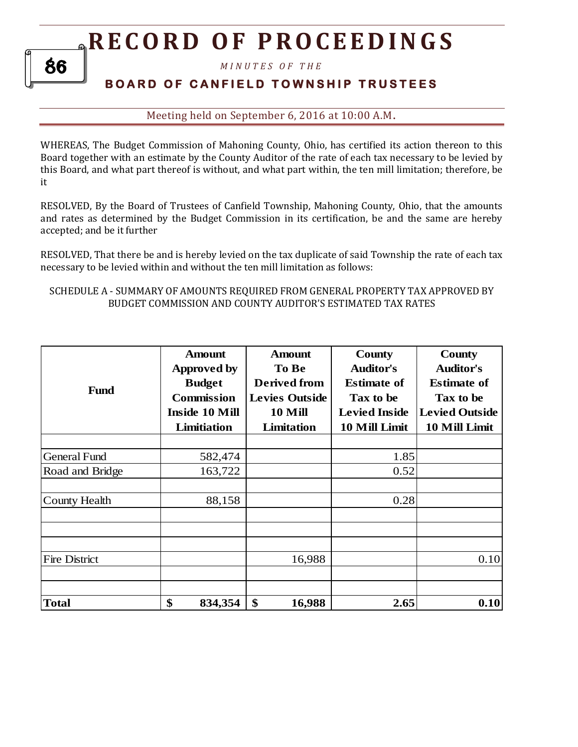# RECORD OF PROCEEDINGS

*MINUTES OF THE*

**BOARD OF CANFIELD TOWNSHIP TRUSTEES**

Meeting held on September 6, 2016 at 10:00 A.M.

WHEREAS, The Budget Commission of Mahoning County, Ohio, has certified its action thereon to this Board together with an estimate by the County Auditor of the rate of each tax necessary to be levied by this Board, and what part thereof is without, and what part within, the ten mill limitation; therefore, be it

RESOLVED, By the Board of Trustees of Canfield Township, Mahoning County, Ohio, that the amounts and rates as determined by the Budget Commission in its certification, be and the same are hereby accepted; and be it further

RESOLVED, That there be and is hereby levied on the tax duplicate of said Township the rate of each tax necessary to be levied within and without the ten mill limitation as follows:

SCHEDULE A - SUMMARY OF AMOUNTS REQUIRED FROM GENERAL PROPERTY TAX APPROVED BY BUDGET COMMISSION AND COUNTY AUDITOR'S ESTIMATED TAX RATES

| Fund | Amount Approved by Budget Commission Inside 10 Mill Limitiation | Amount To Be Derived from Levies Outside 10 Mill Limitation | County Auditor's Estimate of Tax to be Levied Inside 10 Mill Limit | County Auditor's Estimate of Tax to be Levied Outside 10 Mill Limit |
|---|---|---|---|---|
| | | | | |
| General Fund | 582,474 | | 1.85 | |
| Road and Bridge | 163,722 | | 0.52 | |
| | | | | |
| County Health | 88,158 | | 0.28 | |
| | | | | |
| | | | | |
| | | | | |
| Fire District | | 16,988 | | 0.10 |
| | | | | |
| | | | | |
| **Total** | **$ 834,354** | **$ 16,988** | **2.65** | **0.10** |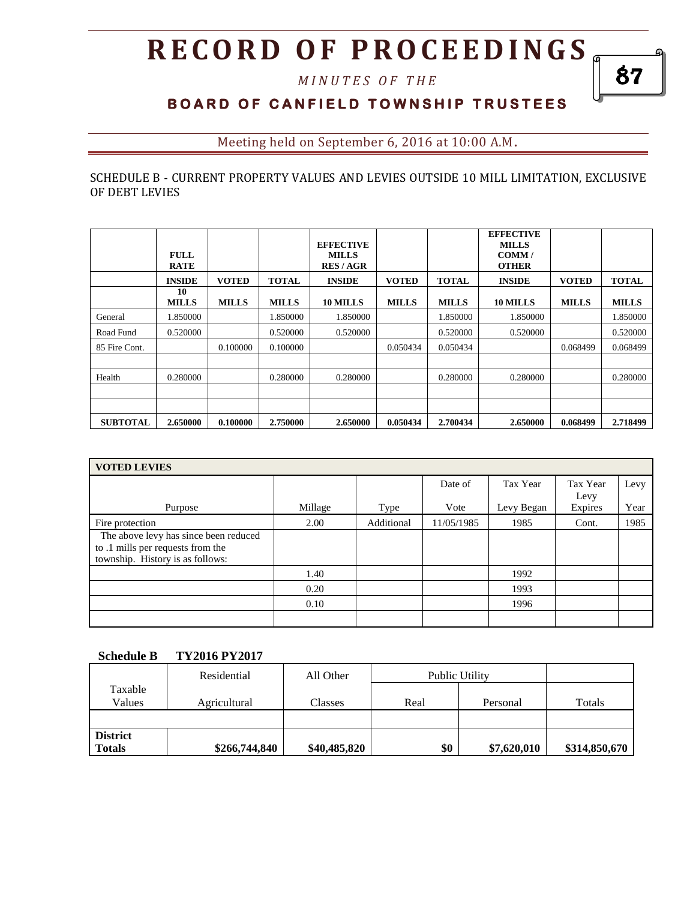# RECORD OF PROCEEDINGS

*MINUTES OF THE*

**BOARD OF CANFIELD TOWNSHIP TRUSTEES**

Meeting held on September 6, 2016 at 10:00 A.M.

SCHEDULE B - CURRENT PROPERTY VALUES AND LEVIES OUTSIDE 10 MILL LIMITATION, EXCLUSIVE OF DEBT LEVIES

| | **FULL RATE** | | | **EFFECTIVE MILLS RES / AGR** | | | **EFFECTIVE MILLS COMM / OTHER** | | |
|---|---|---|---|---|---|---|---|---|---|
| | **INSIDE** | **VOTED** | **TOTAL** | **INSIDE** | **VOTED** | **TOTAL** | **INSIDE** | **VOTED** | **TOTAL** |
| | **10 MILLS** | **MILLS** | **MILLS** | **10 MILLS** | **MILLS** | **MILLS** | **10 MILLS** | **MILLS** | **MILLS** |
| General | 1.850000 | | 1.850000 | 1.850000 | | 1.850000 | 1.850000 | | 1.850000 |
| Road Fund | 0.520000 | | 0.520000 | 0.520000 | | 0.520000 | 0.520000 | | 0.520000 |
| 85 Fire Cont. | | 0.100000 | 0.100000 | | 0.050434 | 0.050434 | | 0.068499 | 0.068499 |
| | | | | | | | | | |
| Health | 0.280000 | | 0.280000 | 0.280000 | | 0.280000 | 0.280000 | | 0.280000 |
| | | | | | | | | | |
| | | | | | | | | | |
| **SUBTOTAL** | **2.650000** | **0.100000** | **2.750000** | **2.650000** | **0.050434** | **2.700434** | **2.650000** | **0.068499** | **2.718499** |

| **VOTED LEVIES** | | | | | | |
|---|---|---|---|---|---|---|
| Purpose | Millage | Type | Date of Vote | Tax Year Levy Began | Tax Year Levy Expires | Levy Year |
| Fire protection | 2.00 | Additional | 11/05/1985 | 1985 | Cont. | 1985 |
| The above levy has since been reduced to .1 mills per requests from the township. History is as follows: | | | | | | |
| | 1.40 | | | 1992 | | |
| | 0.20 | | | 1993 | | |
| | 0.10 | | | 1996 | | |
| | | | | | | |

**Schedule B TY2016 PY2017**

| Taxable Values | Residential Agricultural | All Other Classes | Public Utility Real | Public Utility Personal | Totals |
|---|---|---|---|---|---|
| | | | | | |
| **District Totals** | **$266,744,840** | **$40,485,820** | **$0** | **$7,620,010** | **$314,850,670** |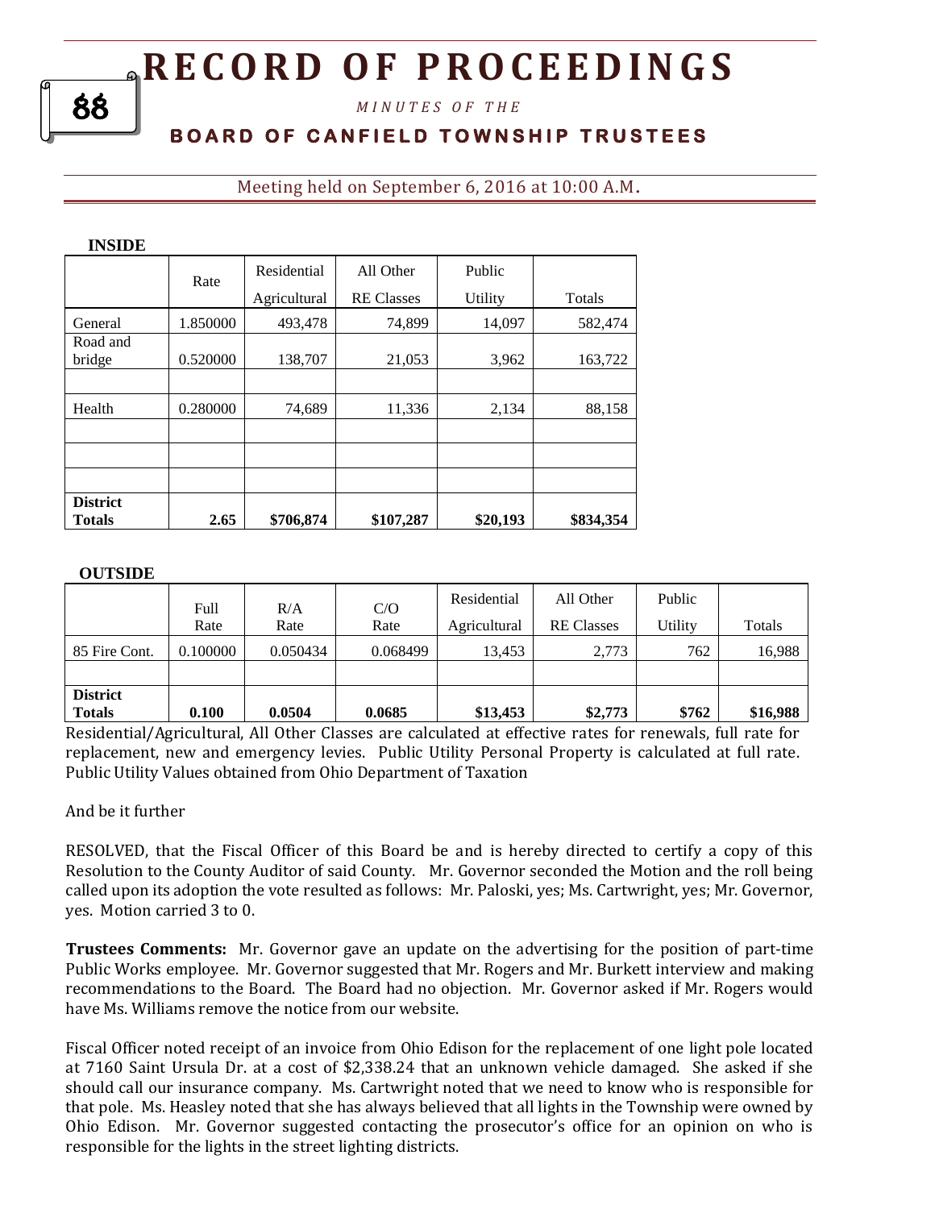**INSIDE**

| | Rate | Residential Agricultural | All Other RE Classes | Public Utility | Totals |
|---|---|---|---|---|---|
| General | 1.850000 | 493,478 | 74,899 | 14,097 | 582,474 |
| Road and bridge | 0.520000 | 138,707 | 21,053 | 3,962 | 163,722 |
| | | | | | |
| Health | 0.280000 | 74,689 | 11,336 | 2,134 | 88,158 |
| | | | | | |
| | | | | | |
| | | | | | |
| **District Totals** | **2.65** | **$706,874** | **$107,287** | **$20,193** | **$834,354** |

**OUTSIDE**

| | Full Rate | R/A Rate | C/O Rate | Residential Agricultural | All Other RE Classes | Public Utility | Totals |
|---|---|---|---|---|---|---|---|
| 85 Fire Cont. | 0.100000 | 0.050434 | 0.068499 | 13,453 | 2,773 | 762 | 16,988 |
| | | | | | | | |
| **District Totals** | **0.100** | **0.0504** | **0.0685** | **$13,453** | **$2,773** | **$762** | **$16,988** |

Residential/Agricultural, All Other Classes are calculated at effective rates for renewals, full rate for replacement, new and emergency levies. Public Utility Personal Property is calculated at full rate. Public Utility Values obtained from Ohio Department of Taxation

And be it further

RESOLVED, that the Fiscal Officer of this Board be and is hereby directed to certify a copy of this Resolution to the County Auditor of said County. Mr. Governor seconded the Motion and the roll being called upon its adoption the vote resulted as follows: Mr. Paloski, yes; Ms. Cartwright, yes; Mr. Governor, yes. Motion carried 3 to 0.

**Trustees Comments:** Mr. Governor gave an update on the advertising for the position of part-time Public Works employee. Mr. Governor suggested that Mr. Rogers and Mr. Burkett interview and making recommendations to the Board. The Board had no objection. Mr. Governor asked if Mr. Rogers would have Ms. Williams remove the notice from our website.

Fiscal Officer noted receipt of an invoice from Ohio Edison for the replacement of one light pole located at 7160 Saint Ursula Dr. at a cost of $2,338.24 that an unknown vehicle damaged. She asked if she should call our insurance company. Ms. Cartwright noted that we need to know who is responsible for that pole. Ms. Heasley noted that she has always believed that all lights in the Township were owned by Ohio Edison. Mr. Governor suggested contacting the prosecutor's office for an opinion on who is responsible for the lights in the street lighting districts.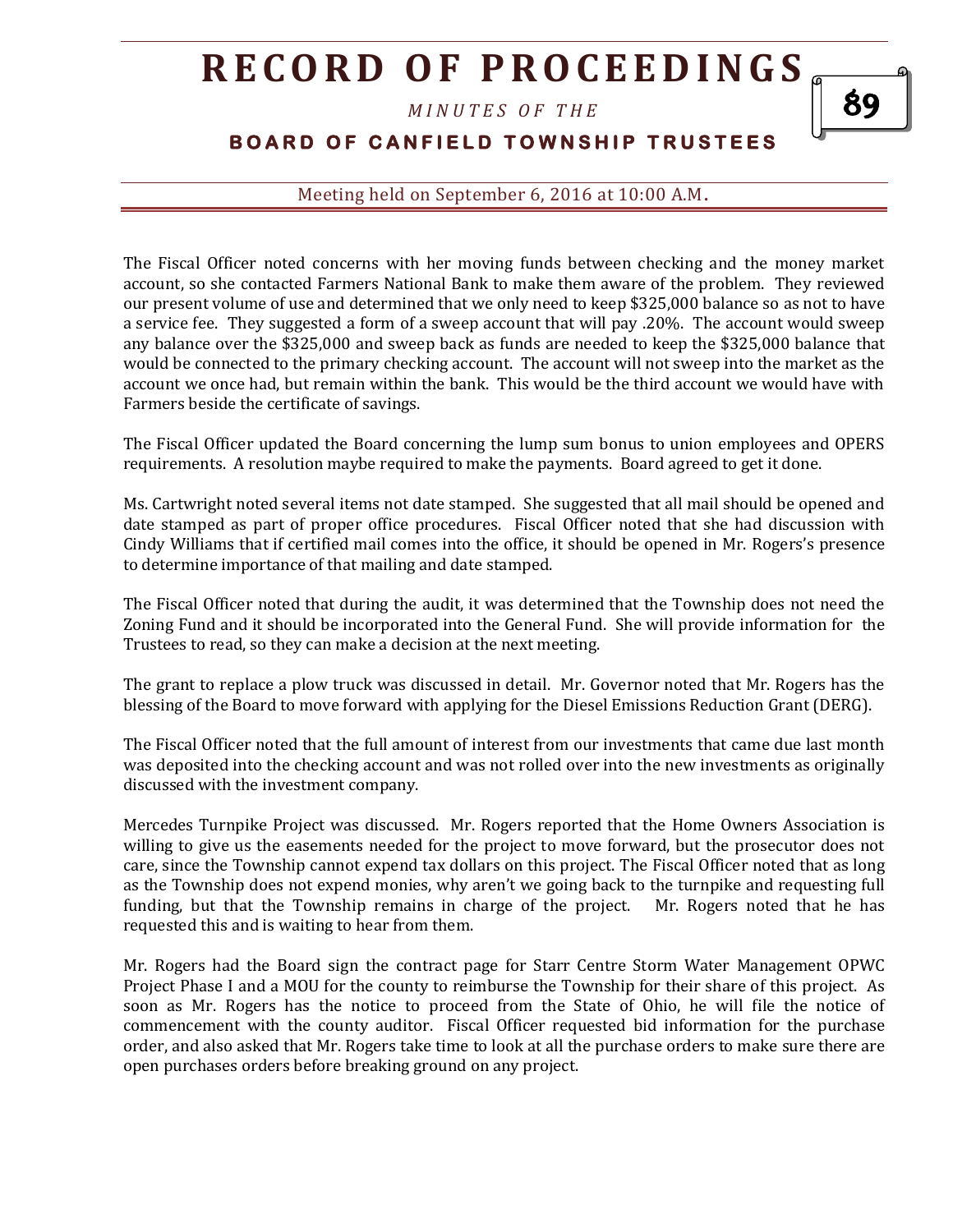The Fiscal Officer noted concerns with her moving funds between checking and the money market account, so she contacted Farmers National Bank to make them aware of the problem. They reviewed our present volume of use and determined that we only need to keep $325,000 balance so as not to have a service fee. They suggested a form of a sweep account that will pay .20%. The account would sweep any balance over the $325,000 and sweep back as funds are needed to keep the $325,000 balance that would be connected to the primary checking account. The account will not sweep into the market as the account we once had, but remain within the bank. This would be the third account we would have with Farmers beside the certificate of savings.

The Fiscal Officer updated the Board concerning the lump sum bonus to union employees and OPERS requirements. A resolution maybe required to make the payments. Board agreed to get it done.

Ms. Cartwright noted several items not date stamped. She suggested that all mail should be opened and date stamped as part of proper office procedures. Fiscal Officer noted that she had discussion with Cindy Williams that if certified mail comes into the office, it should be opened in Mr. Rogers's presence to determine importance of that mailing and date stamped.

The Fiscal Officer noted that during the audit, it was determined that the Township does not need the Zoning Fund and it should be incorporated into the General Fund. She will provide information for the Trustees to read, so they can make a decision at the next meeting.

The grant to replace a plow truck was discussed in detail. Mr. Governor noted that Mr. Rogers has the blessing of the Board to move forward with applying for the Diesel Emissions Reduction Grant (DERG).

The Fiscal Officer noted that the full amount of interest from our investments that came due last month was deposited into the checking account and was not rolled over into the new investments as originally discussed with the investment company.

Mercedes Turnpike Project was discussed. Mr. Rogers reported that the Home Owners Association is willing to give us the easements needed for the project to move forward, but the prosecutor does not care, since the Township cannot expend tax dollars on this project. The Fiscal Officer noted that as long as the Township does not expend monies, why aren't we going back to the turnpike and requesting full funding, but that the Township remains in charge of the project. Mr. Rogers noted that he has requested this and is waiting to hear from them.

Mr. Rogers had the Board sign the contract page for Starr Centre Storm Water Management OPWC Project Phase I and a MOU for the county to reimburse the Township for their share of this project. As soon as Mr. Rogers has the notice to proceed from the State of Ohio, he will file the notice of commencement with the county auditor. Fiscal Officer requested bid information for the purchase order, and also asked that Mr. Rogers take time to look at all the purchase orders to make sure there are open purchases orders before breaking ground on any project.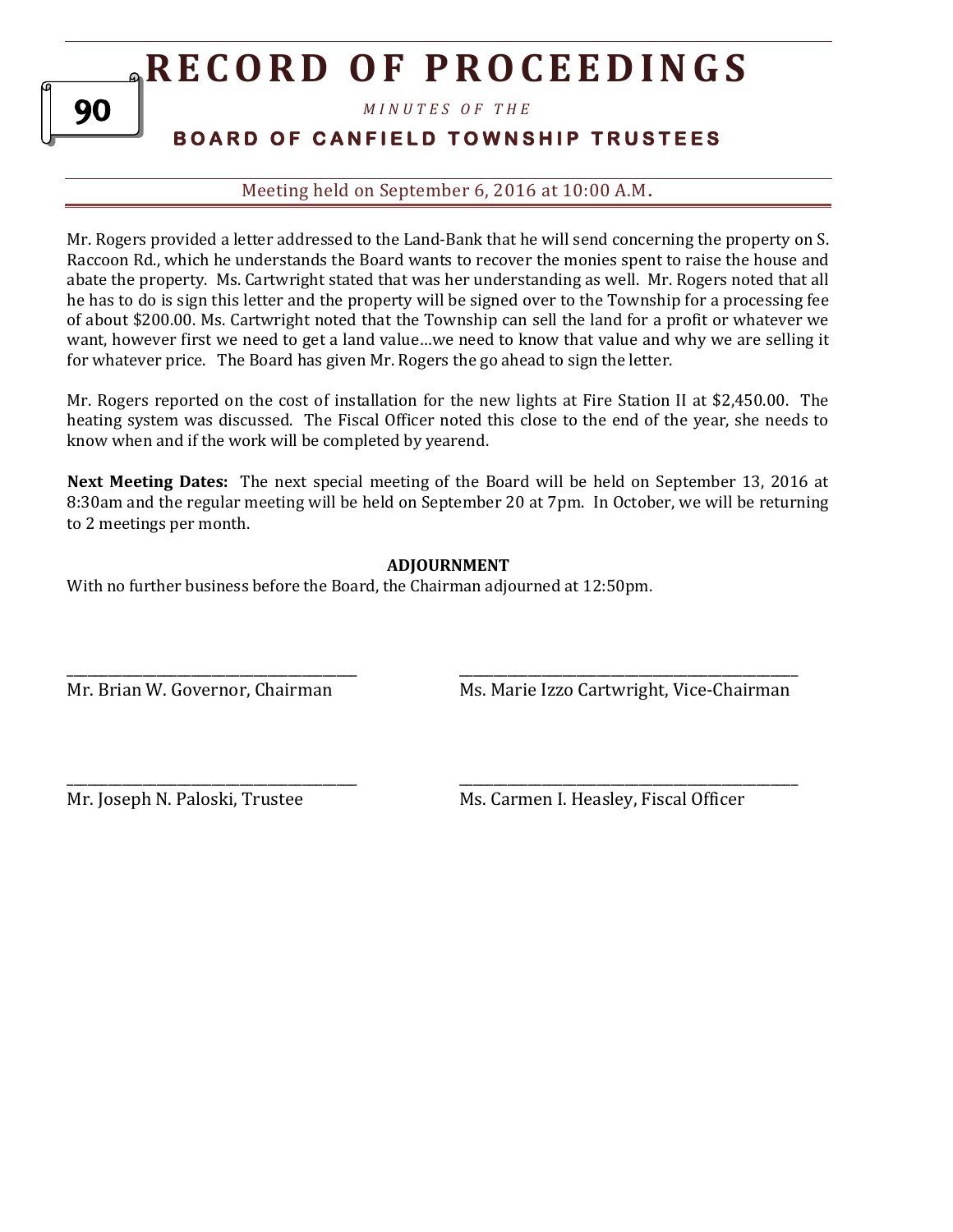Mr. Rogers provided a letter addressed to the Land-Bank that he will send concerning the property on S. Raccoon Rd., which he understands the Board wants to recover the monies spent to raise the house and abate the property. Ms. Cartwright stated that was her understanding as well. Mr. Rogers noted that all he has to do is sign this letter and the property will be signed over to the Township for a processing fee of about $200.00. Ms. Cartwright noted that the Township can sell the land for a profit or whatever we want, however first we need to get a land value…we need to know that value and why we are selling it for whatever price. The Board has given Mr. Rogers the go ahead to sign the letter.

Mr. Rogers reported on the cost of installation for the new lights at Fire Station II at $2,450.00. The heating system was discussed. The Fiscal Officer noted this close to the end of the year, she needs to know when and if the work will be completed by yearend.

**Next Meeting Dates:** The next special meeting of the Board will be held on September 13, 2016 at 8:30am and the regular meeting will be held on September 20 at 7pm. In October, we will be returning to 2 meetings per month.

**ADJOURNMENT**

With no further business before the Board, the Chairman adjourned at 12:50pm.

\_\_\_\_\_\_\_\_\_\_\_\_\_\_\_\_\_\_\_\_\_\_\_\_\_\_\_\_\_\_\_\_\_\_\_\_\_\_\_\_
Mr. Brian W. Governor, Chairman

\_\_\_\_\_\_\_\_\_\_\_\_\_\_\_\_\_\_\_\_\_\_\_\_\_\_\_\_\_\_\_\_\_\_\_\_\_\_\_\_
Ms. Marie Izzo Cartwright, Vice-Chairman

\_\_\_\_\_\_\_\_\_\_\_\_\_\_\_\_\_\_\_\_\_\_\_\_\_\_\_\_\_\_\_\_\_\_\_\_\_\_\_\_
Mr. Joseph N. Paloski, Trustee

\_\_\_\_\_\_\_\_\_\_\_\_\_\_\_\_\_\_\_\_\_\_\_\_\_\_\_\_\_\_\_\_\_\_\_\_\_\_\_\_
Ms. Carmen I. Heasley, Fiscal Officer